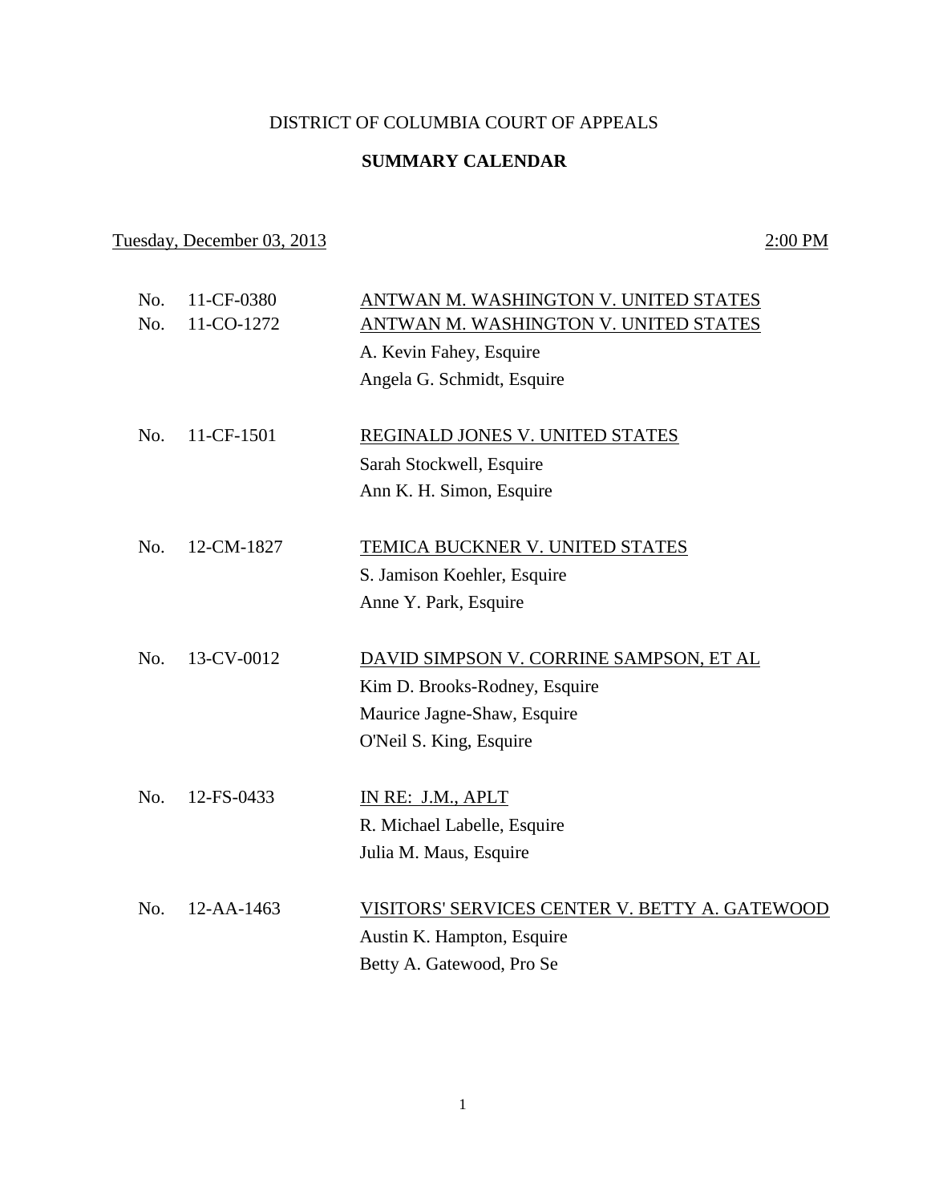DISTRICT OF COLUMBIA COURT OF APPEALS

**SUMMARY CALENDAR**

Tuesday, December 03, 2013 — 2:00 PM

No. 11-CF-0380 — ANTWAN M. WASHINGTON V. UNITED STATES
No. 11-CO-1272 — ANTWAN M. WASHINGTON V. UNITED STATES
A. Kevin Fahey, Esquire
Angela G. Schmidt, Esquire

No. 11-CF-1501 — REGINALD JONES V. UNITED STATES
Sarah Stockwell, Esquire
Ann K. H. Simon, Esquire

No. 12-CM-1827 — TEMICA BUCKNER V. UNITED STATES
S. Jamison Koehler, Esquire
Anne Y. Park, Esquire

No. 13-CV-0012 — DAVID SIMPSON V. CORRINE SAMPSON, ET AL
Kim D. Brooks-Rodney, Esquire
Maurice Jagne-Shaw, Esquire
O'Neil S. King, Esquire

No. 12-FS-0433 — IN RE: J.M., APLT
R. Michael Labelle, Esquire
Julia M. Maus, Esquire

No. 12-AA-1463 — VISITORS' SERVICES CENTER V. BETTY A. GATEWOOD
Austin K. Hampton, Esquire
Betty A. Gatewood, Pro Se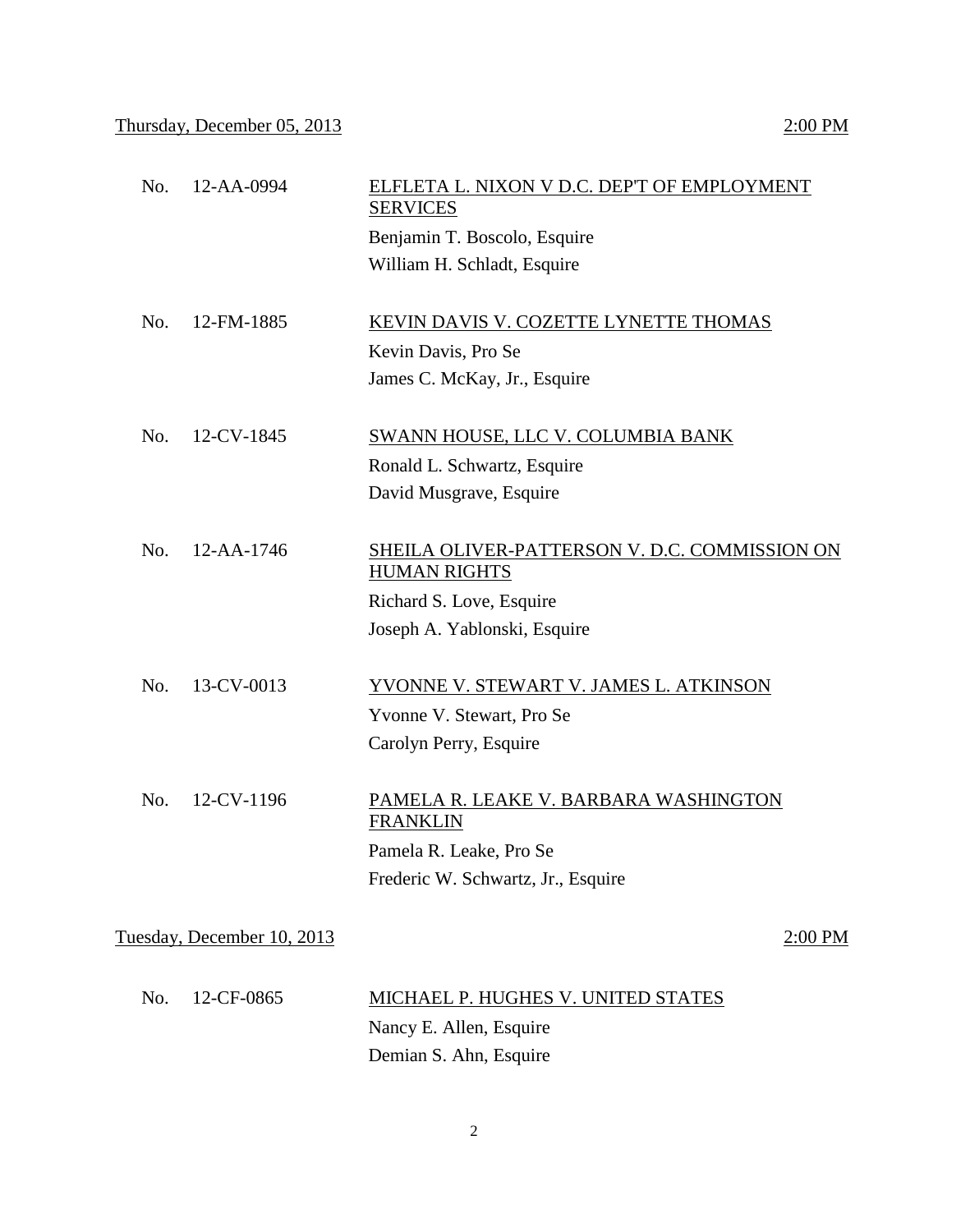Thursday, December 05, 2013 — 2:00 PM

No. 12-AA-0994 — ELFLETA L. NIXON V D.C. DEP'T OF EMPLOYMENT SERVICES
Benjamin T. Boscolo, Esquire
William H. Schladt, Esquire

No. 12-FM-1885 — KEVIN DAVIS V. COZETTE LYNETTE THOMAS
Kevin Davis, Pro Se
James C. McKay, Jr., Esquire

No. 12-CV-1845 — SWANN HOUSE, LLC V. COLUMBIA BANK
Ronald L. Schwartz, Esquire
David Musgrave, Esquire

No. 12-AA-1746 — SHEILA OLIVER-PATTERSON V. D.C. COMMISSION ON HUMAN RIGHTS
Richard S. Love, Esquire
Joseph A. Yablonski, Esquire

No. 13-CV-0013 — YVONNE V. STEWART V. JAMES L. ATKINSON
Yvonne V. Stewart, Pro Se
Carolyn Perry, Esquire

No. 12-CV-1196 — PAMELA R. LEAKE V. BARBARA WASHINGTON FRANKLIN
Pamela R. Leake, Pro Se
Frederic W. Schwartz, Jr., Esquire

Tuesday, December 10, 2013 — 2:00 PM

No. 12-CF-0865 — MICHAEL P. HUGHES V. UNITED STATES
Nancy E. Allen, Esquire
Demian S. Ahn, Esquire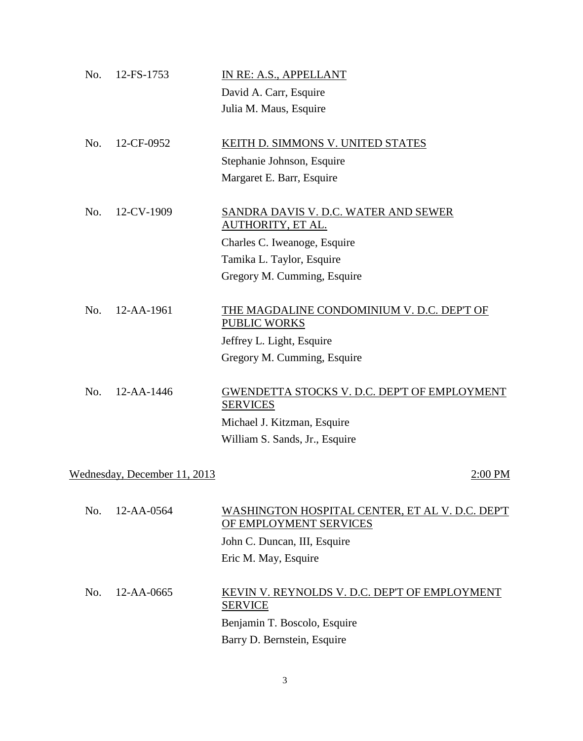No. 12-FS-1753 — IN RE: A.S., APPELLANT

David A. Carr, Esquire
Julia M. Maus, Esquire

No. 12-CF-0952 — KEITH D. SIMMONS V. UNITED STATES

Stephanie Johnson, Esquire
Margaret E. Barr, Esquire

No. 12-CV-1909 — SANDRA DAVIS V. D.C. WATER AND SEWER AUTHORITY, ET AL.

Charles C. Iweanoge, Esquire
Tamika L. Taylor, Esquire
Gregory M. Cumming, Esquire

No. 12-AA-1961 — THE MAGDALINE CONDOMINIUM V. D.C. DEP'T OF PUBLIC WORKS

Jeffrey L. Light, Esquire
Gregory M. Cumming, Esquire

No. 12-AA-1446 — GWENDETTA STOCKS V. D.C. DEP'T OF EMPLOYMENT SERVICES

Michael J. Kitzman, Esquire
William S. Sands, Jr., Esquire

## Wednesday, December 11, 2013 — 2:00 PM

No. 12-AA-0564 — WASHINGTON HOSPITAL CENTER, ET AL V. D.C. DEP'T OF EMPLOYMENT SERVICES

John C. Duncan, III, Esquire
Eric M. May, Esquire

No. 12-AA-0665 — KEVIN V. REYNOLDS V. D.C. DEP'T OF EMPLOYMENT SERVICE

Benjamin T. Boscolo, Esquire
Barry D. Bernstein, Esquire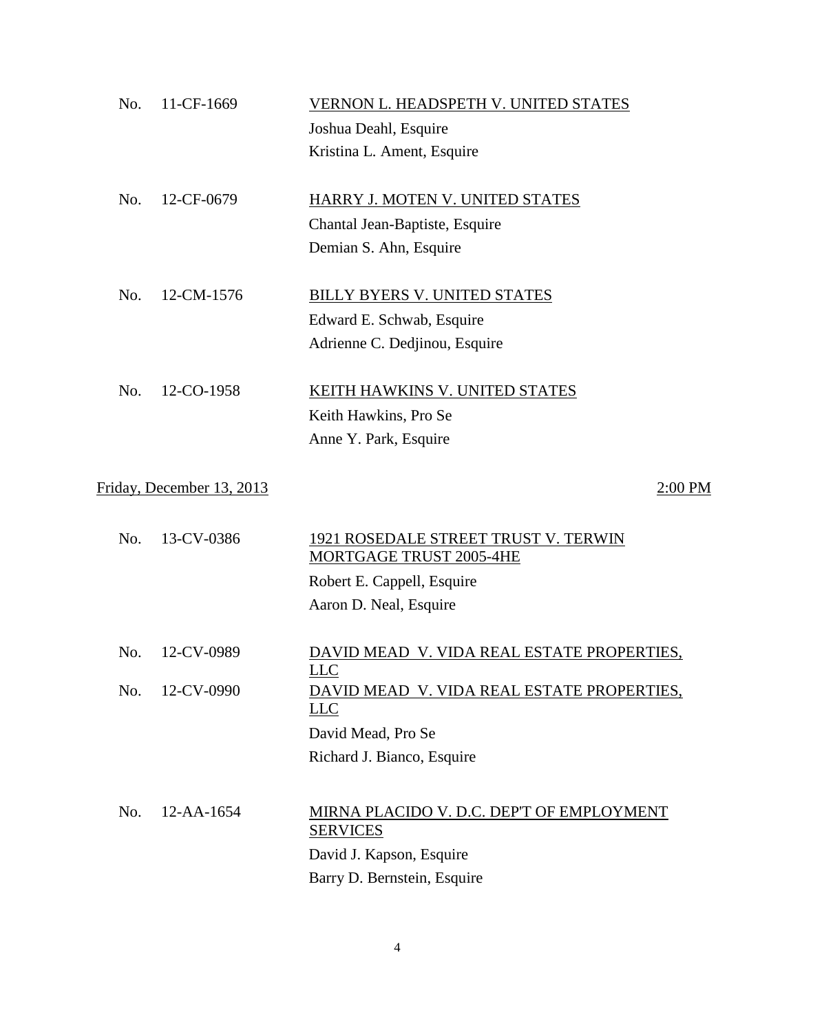No. 11-CF-1669 — VERNON L. HEADSPETH V. UNITED STATES
Joshua Deahl, Esquire
Kristina L. Ament, Esquire

No. 12-CF-0679 — HARRY J. MOTEN V. UNITED STATES
Chantal Jean-Baptiste, Esquire
Demian S. Ahn, Esquire

No. 12-CM-1576 — BILLY BYERS V. UNITED STATES
Edward E. Schwab, Esquire
Adrienne C. Dedjinou, Esquire

No. 12-CO-1958 — KEITH HAWKINS V. UNITED STATES
Keith Hawkins, Pro Se
Anne Y. Park, Esquire

## Friday, December 13, 2013 — 2:00 PM

No. 13-CV-0386 — 1921 ROSEDALE STREET TRUST V. TERWIN MORTGAGE TRUST 2005-4HE
Robert E. Cappell, Esquire
Aaron D. Neal, Esquire

No. 12-CV-0989 — DAVID MEAD V. VIDA REAL ESTATE PROPERTIES, LLC
No. 12-CV-0990 — DAVID MEAD V. VIDA REAL ESTATE PROPERTIES, LLC
David Mead, Pro Se
Richard J. Bianco, Esquire

No. 12-AA-1654 — MIRNA PLACIDO V. D.C. DEP'T OF EMPLOYMENT SERVICES
David J. Kapson, Esquire
Barry D. Bernstein, Esquire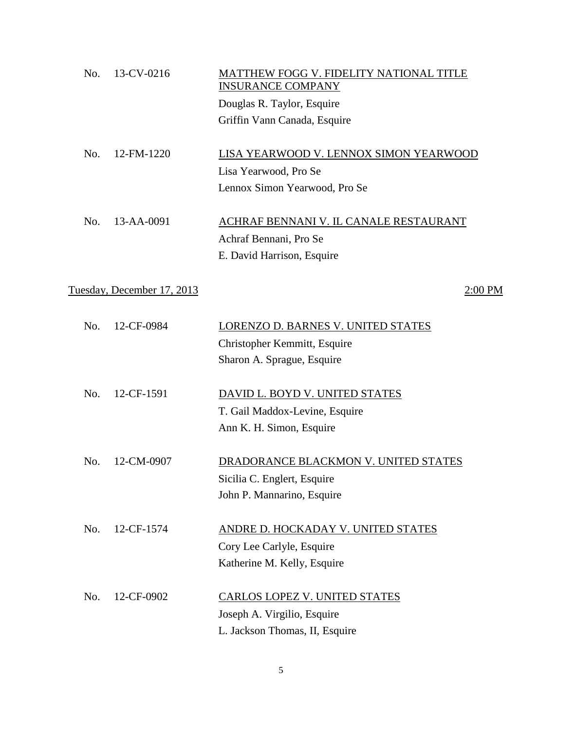No. 13-CV-0216 <u>MATTHEW FOGG V. FIDELITY NATIONAL TITLE INSURANCE COMPANY</u>

Douglas R. Taylor, Esquire
Griffin Vann Canada, Esquire

No. 12-FM-1220 <u>LISA YEARWOOD V. LENNOX SIMON YEARWOOD</u>

Lisa Yearwood, Pro Se
Lennox Simon Yearwood, Pro Se

No. 13-AA-0091 <u>ACHRAF BENNANI V. IL CANALE RESTAURANT</u>

Achraf Bennani, Pro Se
E. David Harrison, Esquire

<u>Tuesday, December 17, 2013</u> <u>2:00 PM</u>

No. 12-CF-0984 <u>LORENZO D. BARNES V. UNITED STATES</u>

Christopher Kemmitt, Esquire
Sharon A. Sprague, Esquire

No. 12-CF-1591 <u>DAVID L. BOYD V. UNITED STATES</u>

T. Gail Maddox-Levine, Esquire
Ann K. H. Simon, Esquire

No. 12-CM-0907 <u>DRADORANCE BLACKMON V. UNITED STATES</u>

Sicilia C. Englert, Esquire
John P. Mannarino, Esquire

No. 12-CF-1574 <u>ANDRE D. HOCKADAY V. UNITED STATES</u>

Cory Lee Carlyle, Esquire
Katherine M. Kelly, Esquire

No. 12-CF-0902 <u>CARLOS LOPEZ V. UNITED STATES</u>

Joseph A. Virgilio, Esquire
L. Jackson Thomas, II, Esquire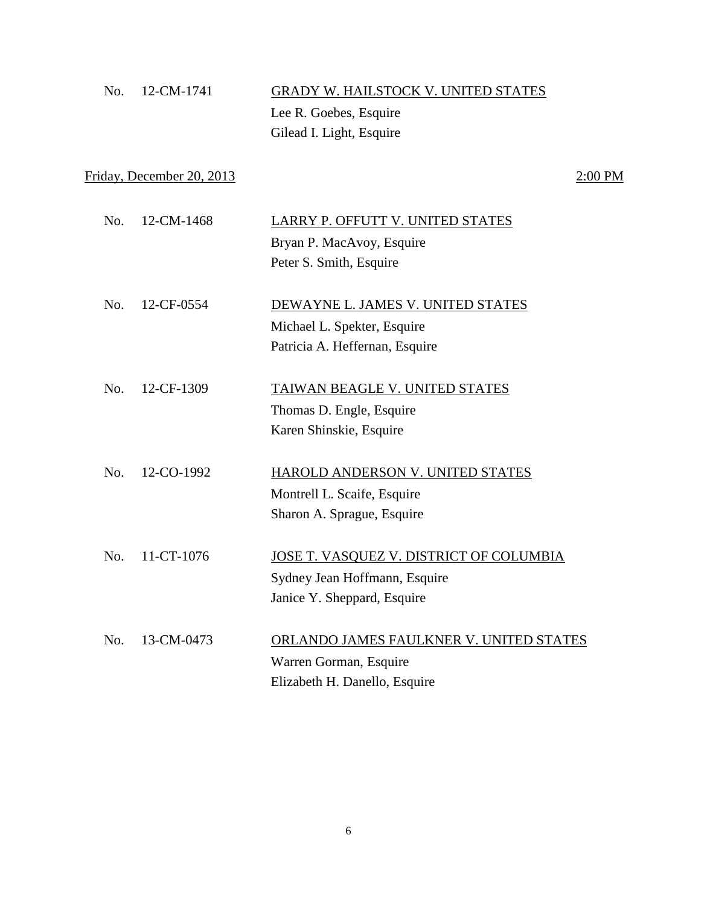No. 12-CM-1741 GRADY W. HAILSTOCK V. UNITED STATES
Lee R. Goebes, Esquire
Gilead I. Light, Esquire

Friday, December 20, 2013 2:00 PM

No. 12-CM-1468 LARRY P. OFFUTT V. UNITED STATES
Bryan P. MacAvoy, Esquire
Peter S. Smith, Esquire

No. 12-CF-0554 DEWAYNE L. JAMES V. UNITED STATES
Michael L. Spekter, Esquire
Patricia A. Heffernan, Esquire

No. 12-CF-1309 TAIWAN BEAGLE V. UNITED STATES
Thomas D. Engle, Esquire
Karen Shinskie, Esquire

No. 12-CO-1992 HAROLD ANDERSON V. UNITED STATES
Montrell L. Scaife, Esquire
Sharon A. Sprague, Esquire

No. 11-CT-1076 JOSE T. VASQUEZ V. DISTRICT OF COLUMBIA
Sydney Jean Hoffmann, Esquire
Janice Y. Sheppard, Esquire

No. 13-CM-0473 ORLANDO JAMES FAULKNER V. UNITED STATES
Warren Gorman, Esquire
Elizabeth H. Danello, Esquire